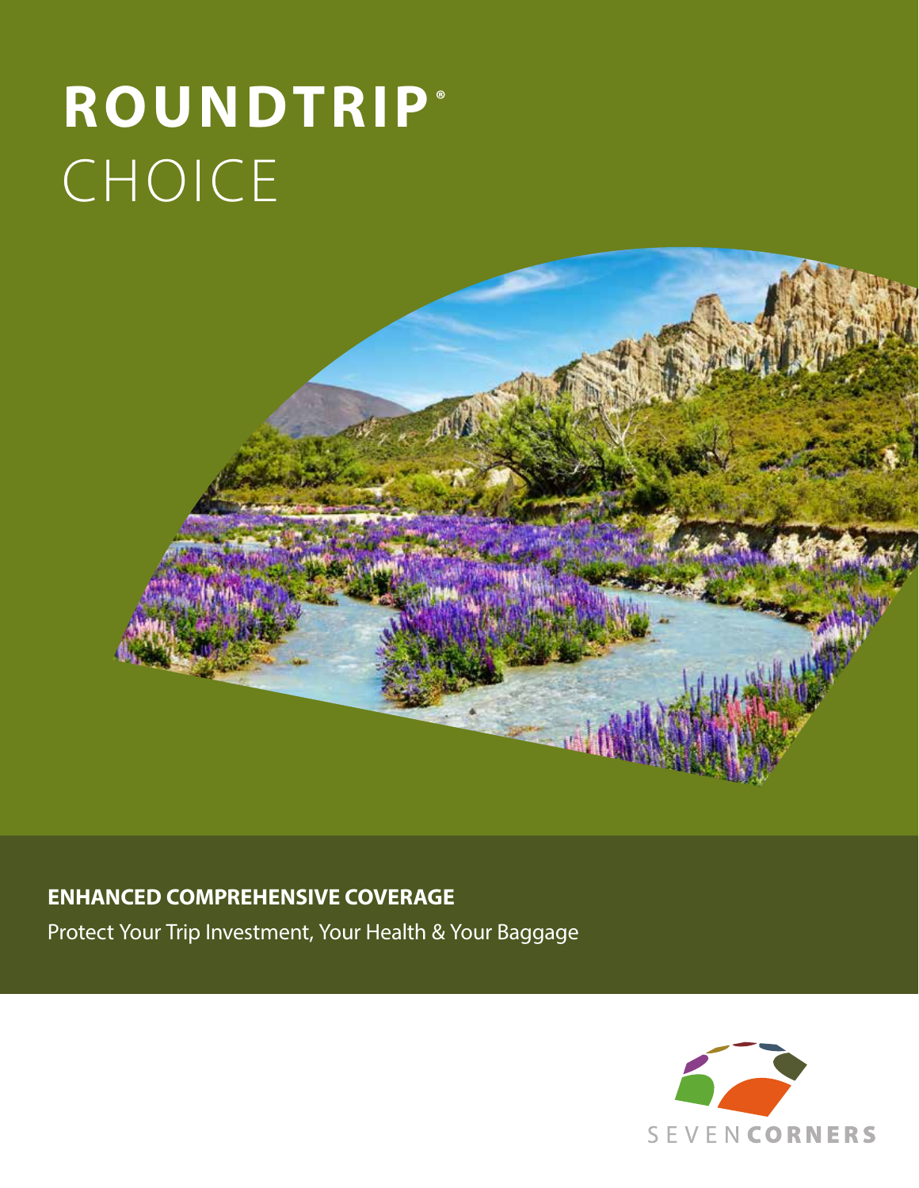# ROUNDTRIP® CHOICE

**ENHANCED COMPREHENSIVE COVERAGE**

Protect Your Trip Investment, Your Health & Your Baggage

SEVEN CORNERS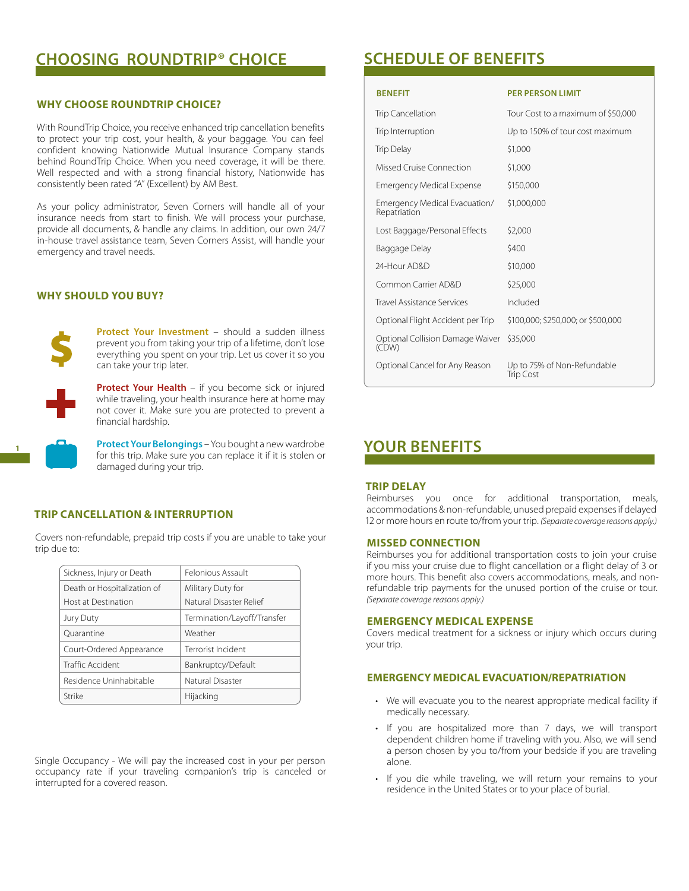# CHOOSING ROUNDTRIP® CHOICE

### WHY CHOOSE ROUNDTRIP CHOICE?

With RoundTrip Choice, you receive enhanced trip cancellation benefits to protect your trip cost, your health, & your baggage. You can feel confident knowing Nationwide Mutual Insurance Company stands behind RoundTrip Choice. When you need coverage, it will be there. Well respected and with a strong financial history, Nationwide has consistently been rated "A" (Excellent) by AM Best.

As your policy administrator, Seven Corners will handle all of your insurance needs from start to finish. We will process your purchase, provide all documents, & handle any claims. In addition, our own 24/7 in-house travel assistance team, Seven Corners Assist, will handle your emergency and travel needs.

### WHY SHOULD YOU BUY?

**Protect Your Investment** – should a sudden illness prevent you from taking your trip of a lifetime, don't lose everything you spent on your trip. Let us cover it so you can take your trip later.

**Protect Your Health** – if you become sick or injured while traveling, your health insurance here at home may not cover it. Make sure you are protected to prevent a financial hardship.

**Protect Your Belongings** – You bought a new wardrobe for this trip. Make sure you can replace it if it is stolen or damaged during your trip.

### TRIP CANCELLATION & INTERRUPTION

Covers non-refundable, prepaid trip costs if you are unable to take your trip due to:

| | |
|---|---|
| Sickness, Injury or Death | Felonious Assault |
| Death or Hospitalization of Host at Destination | Military Duty for Natural Disaster Relief |
| Jury Duty | Termination/Layoff/Transfer |
| Quarantine | Weather |
| Court-Ordered Appearance | Terrorist Incident |
| Traffic Accident | Bankruptcy/Default |
| Residence Uninhabitable | Natural Disaster |
| Strike | Hijacking |

Single Occupancy - We will pay the increased cost in your per person occupancy rate if your traveling companion's trip is canceled or interrupted for a covered reason.

# SCHEDULE OF BENEFITS

| BENEFIT | PER PERSON LIMIT |
|---|---|
| Trip Cancellation | Tour Cost to a maximum of $50,000 |
| Trip Interruption | Up to 150% of tour cost maximum |
| Trip Delay | $1,000 |
| Missed Cruise Connection | $1,000 |
| Emergency Medical Expense | $150,000 |
| Emergency Medical Evacuation/ Repatriation | $1,000,000 |
| Lost Baggage/Personal Effects | $2,000 |
| Baggage Delay | $400 |
| 24-Hour AD&D | $10,000 |
| Common Carrier AD&D | $25,000 |
| Travel Assistance Services | Included |
| Optional Flight Accident per Trip | $100,000; $250,000; or $500,000 |
| Optional Collision Damage Waiver (CDW) | $35,000 |
| Optional Cancel for Any Reason | Up to 75% of Non-Refundable Trip Cost |

# YOUR BENEFITS

### TRIP DELAY

Reimburses you once for additional transportation, meals, accommodations & non-refundable, unused prepaid expenses if delayed 12 or more hours en route to/from your trip. *(Separate coverage reasons apply.)*

### MISSED CONNECTION

Reimburses you for additional transportation costs to join your cruise if you miss your cruise due to flight cancellation or a flight delay of 3 or more hours. This benefit also covers accommodations, meals, and non-refundable trip payments for the unused portion of the cruise or tour. *(Separate coverage reasons apply.)*

### EMERGENCY MEDICAL EXPENSE

Covers medical treatment for a sickness or injury which occurs during your trip.

### EMERGENCY MEDICAL EVACUATION/REPATRIATION

- We will evacuate you to the nearest appropriate medical facility if medically necessary.
- If you are hospitalized more than 7 days, we will transport dependent children home if traveling with you. Also, we will send a person chosen by you to/from your bedside if you are traveling alone.
- If you die while traveling, we will return your remains to your residence in the United States or to your place of burial.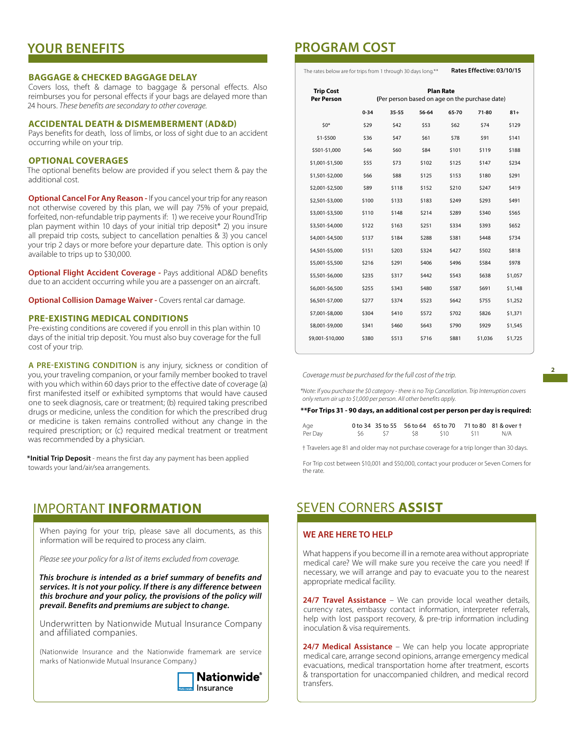## YOUR BENEFITS

### BAGGAGE & CHECKED BAGGAGE DELAY

Covers loss, theft & damage to baggage & personal effects. Also reimburses you for personal effects if your bags are delayed more than 24 hours. *These benefits are secondary to other coverage.*

### ACCIDENTAL DEATH & DISMEMBERMENT (AD&D)

Pays benefits for death, loss of limbs, or loss of sight due to an accident occurring while on your trip.

### OPTIONAL COVERAGES

The optional benefits below are provided if you select them & pay the additional cost.

**Optional Cancel For Any Reason -** If you cancel your trip for any reason not otherwise covered by this plan, we will pay 75% of your prepaid, forfeited, non-refundable trip payments if: 1) we receive your RoundTrip plan payment within 10 days of your initial trip deposit* 2) you insure all prepaid trip costs, subject to cancellation penalties & 3) you cancel your trip 2 days or more before your departure date. This option is only available to trips up to $30,000.

**Optional Flight Accident Coverage -** Pays additional AD&D benefits due to an accident occurring while you are a passenger on an aircraft.

**Optional Collision Damage Waiver -** Covers rental car damage.

### PRE-EXISTING MEDICAL CONDITIONS

Pre-existing conditions are covered if you enroll in this plan within 10 days of the initial trip deposit. You must also buy coverage for the full cost of your trip.

**A PRE-EXISTING CONDITION** is any injury, sickness or condition of you, your traveling companion, or your family member booked to travel with you which within 60 days prior to the effective date of coverage (a) first manifested itself or exhibited symptoms that would have caused one to seek diagnosis, care or treatment; (b) required taking prescribed drugs or medicine, unless the condition for which the prescribed drug or medicine is taken remains controlled without any change in the required prescription; or (c) required medical treatment or treatment was recommended by a physician.

***Initial Trip Deposit** - means the first day any payment has been applied towards your land/air/sea arrangements.

## PROGRAM COST

The rates below are for trips from 1 through 30 days long.** **Rates Effective: 03/10/15**

| Trip Cost Per Person | Plan Rate (Per person based on age on the purchase date) | | | | | |
|---|---|---|---|---|---|---|
| | 0-34 | 35-55 | 56-64 | 65-70 | 71-80 | 81+ |
| $0* | $29 | $42 | $53 | $62 | $74 | $129 |
| $1-$500 | $36 | $47 | $61 | $78 | $91 | $141 |
| $501-$1,000 | $46 | $60 | $84 | $101 | $119 | $188 |
| $1,001-$1,500 | $55 | $73 | $102 | $125 | $147 | $234 |
| $1,501-$2,000 | $66 | $88 | $125 | $153 | $180 | $291 |
| $2,001-$2,500 | $89 | $118 | $152 | $210 | $247 | $419 |
| $2,501-$3,000 | $100 | $133 | $183 | $249 | $293 | $491 |
| $3,001-$3,500 | $110 | $148 | $214 | $289 | $340 | $565 |
| $3,501-$4,000 | $122 | $163 | $251 | $334 | $393 | $652 |
| $4,001-$4,500 | $137 | $184 | $288 | $381 | $448 | $734 |
| $4,501-$5,000 | $151 | $203 | $324 | $427 | $502 | $818 |
| $5,001-$5,500 | $216 | $291 | $406 | $496 | $584 | $978 |
| $5,501-$6,000 | $235 | $317 | $442 | $543 | $638 | $1,057 |
| $6,001-$6,500 | $255 | $343 | $480 | $587 | $691 | $1,148 |
| $6,501-$7,000 | $277 | $374 | $523 | $642 | $755 | $1,252 |
| $7,001-$8,000 | $304 | $410 | $572 | $702 | $826 | $1,371 |
| $8,001-$9,000 | $341 | $460 | $643 | $790 | $929 | $1,545 |
| $9,001-$10,000 | $380 | $513 | $716 | $881 | $1,036 | $1,725 |

*Coverage must be purchased for the full cost of the trip.*

**Note: If you purchase the $0 category - there is no Trip Cancellation. Trip Interruption covers only return air up to $1,000 per person. All other benefits apply.*

****For Trips 31 - 90 days, an additional cost per person per day is required:**

| Age | 0 to 34 | 35 to 55 | 56 to 64 | 65 to 70 | 71 to 80 | 81 & over † |
|---|---|---|---|---|---|---|
| Per Day | $6 | $7 | $8 | $10 | $11 | N/A |

† Travelers age 81 and older may not purchase coverage for a trip longer than 30 days.

For Trip cost between $10,001 and $50,000, contact your producer or Seven Corners for the rate.

## IMPORTANT INFORMATION

When paying for your trip, please save all documents, as this information will be required to process any claim.

*Please see your policy for a list of items excluded from coverage.*

***This brochure is intended as a brief summary of benefits and services. It is not your policy. If there is any difference between this brochure and your policy, the provisions of the policy will prevail. Benefits and premiums are subject to change.***

Underwritten by Nationwide Mutual Insurance Company and affiliated companies.

(Nationwide Insurance and the Nationwide framemark are service marks of Nationwide Mutual Insurance Company.)

Nationwide® Insurance

## SEVEN CORNERS ASSIST

### WE ARE HERE TO HELP

What happens if you become ill in a remote area without appropriate medical care? We will make sure you receive the care you need! If necessary, we will arrange and pay to evacuate you to the nearest appropriate medical facility.

**24/7 Travel Assistance** – We can provide local weather details, currency rates, embassy contact information, interpreter referrals, help with lost passport recovery, & pre-trip information including inoculation & visa requirements.

**24/7 Medical Assistance** – We can help you locate appropriate medical care, arrange second opinions, arrange emergency medical evacuations, medical transportation home after treatment, escorts & transportation for unaccompanied children, and medical record transfers.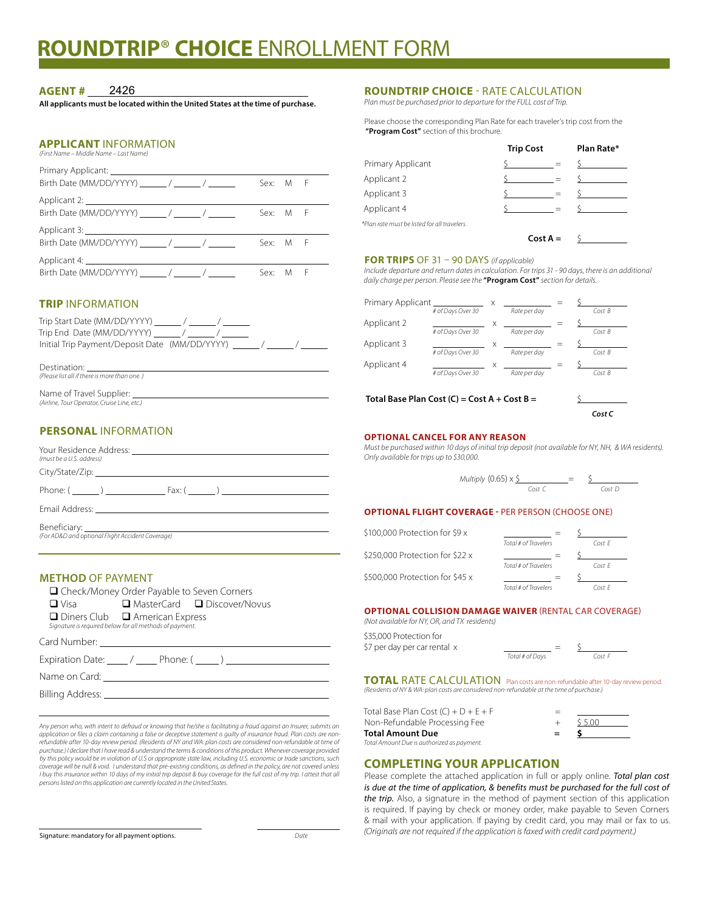# **ROUNDTRIP® CHOICE** ENROLLMENT FORM

**AGENT #** 2426

**All applicants must be located within the United States at the time of purchase.**

## **APPLICANT** INFORMATION

*(First Name – Middle Name – Last Name)*

Primary Applicant: ____________________

Birth Date (MM/DD/YYYY) ______ / ______ / ______ Sex: M F

Applicant 2: ____________________

Birth Date (MM/DD/YYYY) ______ / ______ / ______ Sex: M F

Applicant 3: ____________________

Birth Date (MM/DD/YYYY) ______ / ______ / ______ Sex: M F

Applicant 4: ____________________

Birth Date (MM/DD/YYYY) ______ / ______ / ______ Sex: M F

## **TRIP** INFORMATION

Trip Start Date (MM/DD/YYYY) ______ / ______ / ______

Trip End Date (MM/DD/YYYY) ______ / ______ / ______

Initial Trip Payment/Deposit Date (MM/DD/YYYY) ______ / ______ / ______

Destination: ____________________
*(Please list all if there is more than one.)*

Name of Travel Supplier: ____________________
*(Airline, Tour Operator, Cruise Line, etc.)*

## **PERSONAL** INFORMATION

Your Residence Address: ____________________
*(must be a U.S. address)*

City/State/Zip: ____________________

Phone: ( ______ ) ____________ Fax: ( ______ ) ____________

Email Address: ____________________

Beneficiary: ____________________
*(For AD&D and optional Flight Accident Coverage)*

## **METHOD** OF PAYMENT

- ❑ Check/Money Order Payable to Seven Corners
- ❑ Visa ❑ MasterCard ❑ Discover/Novus
- ❑ Diners Club ❑ American Express

*Signature is required below for all methods of payment.*

Card Number: ____________________

Expiration Date: _____ / _____ Phone: ( _____ ) ____________

Name on Card: ____________________

Billing Address: ____________________

*Any person who, with intent to defraud or knowing that he/she is facilitating a fraud against an Insurer, submits an application or files a claim containing a false or deceptive statement is guilty of insurance fraud. Plan costs are non-refundable after 10-day review period. (Residents of NY and WA: plan costs are considered non-refundable at time of purchase.) I declare that I have read & understand the terms & conditions of this product. Whenever coverage provided by this policy would be in violation of U.S or appropriate state law, including U.S. economic or trade sanctions, such coverage will be null & void. I understand that pre-existing conditions, as defined in the policy, are not covered unless I buy this insurance within 10 days of my initial trip deposit & buy coverage for the full cost of my trip. I attest that all persons listed on this application are currently located in the United States.*

Signature: mandatory for all payment options. ____________________ *Date* ____________

## **ROUNDTRIP CHOICE** - RATE CALCULATION

*Plan must be purchased prior to departure for the FULL cost of Trip.*

Please choose the corresponding Plan Rate for each traveler's trip cost from the **"Program Cost"** section of this brochure.

| | Trip Cost | | Plan Rate* |
|---|---|---|---|
| Primary Applicant | $ | = | $ |
| Applicant 2 | $ | = | $ |
| Applicant 3 | $ | = | $ |
| Applicant 4 | $ | = | $ |

*\*Plan rate must be listed for all travelers.*

**Cost A =** $ ________

### **FOR TRIPS** OF 31 – 90 DAYS *(if applicable)*

*Include departure and return dates in calculation. For trips 31 - 90 days, there is an additional daily charge per person. Please see the* ***"Program Cost"*** *section for details.*

| | # of Days Over 30 | x | Rate per day | = | Cost B |
|---|---|---|---|---|---|
| Primary Applicant | | x | | = | $ |
| Applicant 2 | | x | | = | $ |
| Applicant 3 | | x | | = | $ |
| Applicant 4 | | x | | = | $ |

**Total Base Plan Cost (C) = Cost A + Cost B =** $ ________ ***Cost C***

### **OPTIONAL CANCEL FOR ANY REASON**

*Must be purchased within 10 days of initial trip deposit (not available for NY, NH, & WA residents). Only available for trips up to $30,000.*

*Multiply* (0.65) x $ ________ *(Cost C)* = $ ________ *(Cost D)*

### **OPTIONAL FLIGHT COVERAGE** - PER PERSON (CHOOSE ONE)

| | Total # of Travelers | | Cost E |
|---|---|---|---|
| $100,000 Protection for $9 x | | = | $ |
| $250,000 Protection for $22 x | | = | $ |
| $500,000 Protection for $45 x | | = | $ |

### **OPTIONAL COLLISION DAMAGE WAIVER** (RENTAL CAR COVERAGE)

*(Not available for NY, OR, and TX residents)*

$35,000 Protection for $7 per day per car rental x ________ *(Total # of Days)* = $ ________ *(Cost F)*

## **TOTAL** RATE CALCULATION

Plan costs are non-refundable after 10-day review period.
*(Residents of NY & WA: plan costs are considered non-refundable at the time of purchase.)*

| | | |
|---|---|---|
| Total Base Plan Cost (C) + D + E + F | = | |
| Non-Refundable Processing Fee | + | $ 5.00 |
| **Total Amount Due** | **=** | **$** |

*Total Amount Due is authorized as payment.*

## **COMPLETING YOUR APPLICATION**

Please complete the attached application in full or apply online. *Total plan cost is due at the time of application, & benefits must be purchased for the full cost of the trip.* Also, a signature in the method of payment section of this application is required. If paying by check or money order, make payable to Seven Corners & mail with your application. If paying by credit card, you may mail or fax to us. *(Originals are not required if the application is faxed with credit card payment.)*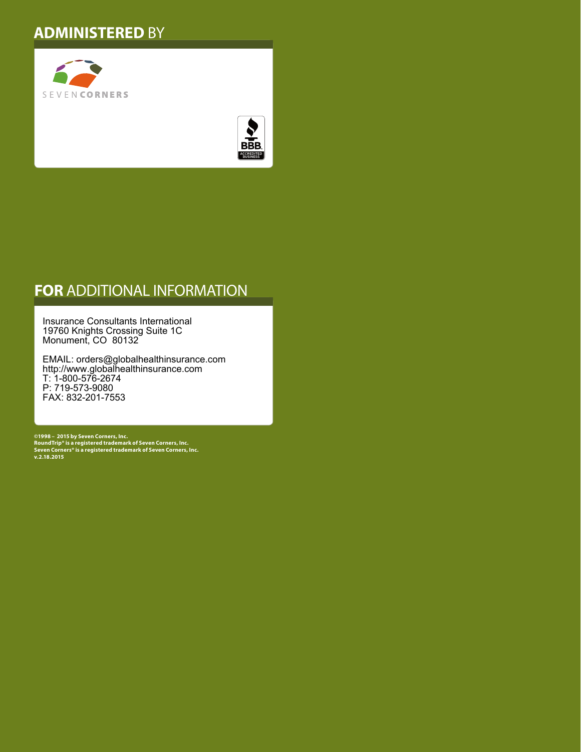## **ADMINISTERED** BY

SEVEN**CORNERS**

## **FOR** ADDITIONAL INFORMATION

Insurance Consultants International
19760 Knights Crossing Suite 1C
Monument, CO 80132

EMAIL: orders@globalhealthinsurance.com
http://www.globalhealthinsurance.com
T: 1-800-576-2674
P: 719-573-9080
FAX: 832-201-7553

**©1998 – 2015 by Seven Corners, Inc.**
**RoundTrip® is a registered trademark of Seven Corners, Inc.**
**Seven Corners® is a registered trademark of Seven Corners, Inc.**
**v.2.18.2015**